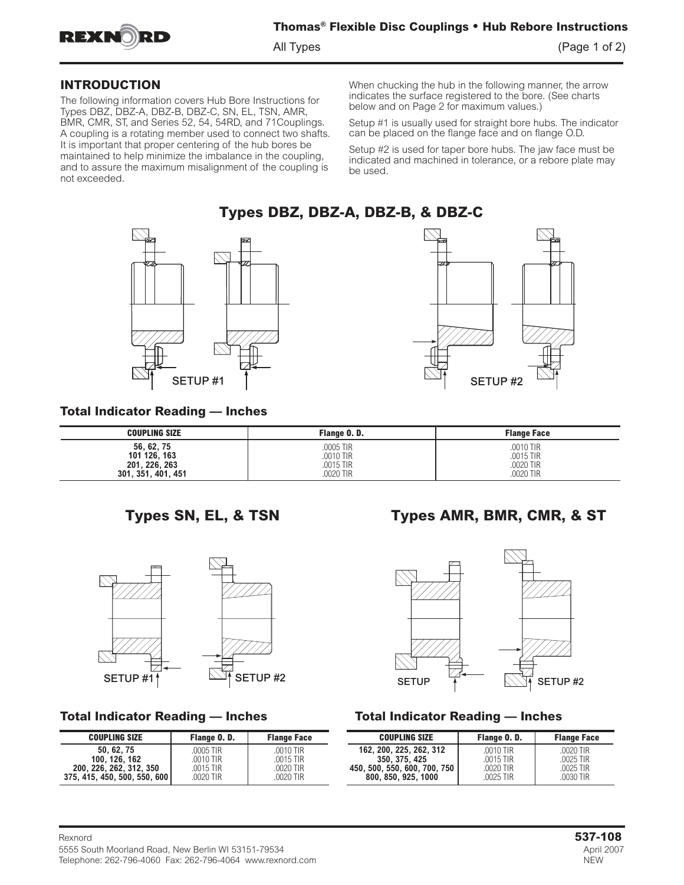## INTRODUCTION

The following information covers Hub Bore Instructions for Types DBZ, DBZ-A, DBZ-B, DBZ-C, SN, EL, TSN, AMR, BMR, CMR, ST, and Series 52, 54, 54RD, and 71Couplings. A coupling is a rotating member used to connect two shafts. It is important that proper centering of the hub bores be maintained to help minimize the imbalance in the coupling, and to assure the maximum misalignment of the coupling is not exceeded.

When chucking the hub in the following manner, the arrow indicates the surface registered to the bore. (See charts below and on Page 2 for maximum values.)

Setup #1 is usually used for straight bore hubs. The indicator can be placed on the flange face and on flange O.D.

Setup #2 is used for taper bore hubs. The jaw face must be indicated and machined in tolerance, or a rebore plate may be used.

## Types DBZ, DBZ-A, DBZ-B, & DBZ-C

SETUP #1

SETUP #2

### Total Indicator Reading — Inches

| COUPLING SIZE | Flange O. D. | Flange Face |
|---|---|---|
| 56, 62, 75 | .0005 TIR | .0010 TIR |
| 101 126, 163 | .0010 TIR | .0015 TIR |
| 201, 226, 263 | .0015 TIR | .0020 TIR |
| 301, 351, 401, 451 | .0020 TIR | .0020 TIR |

## Types SN, EL, & TSN

SETUP #1

SETUP #2

### Total Indicator Reading — Inches

| COUPLING SIZE | Flange O. D. | Flange Face |
|---|---|---|
| 50, 62, 75 | .0005 TIR | .0010 TIR |
| 100, 126, 162 | .0010 TIR | .0015 TIR |
| 200, 226, 262, 312, 350 | .0015 TIR | .0020 TIR |
| 375, 415, 450, 500, 550, 600 | .0020 TIR | .0020 TIR |

## Types AMR, BMR, CMR, & ST

SETUP

SETUP #2

### Total Indicator Reading — Inches

| COUPLING SIZE | Flange O. D. | Flange Face |
|---|---|---|
| 162, 200, 225, 262, 312 | .0010 TIR | .0020 TIR |
| 350, 375, 425 | .0015 TIR | .0025 TIR |
| 450, 500, 550, 600, 700, 750 | .0020 TIR | .0025 TIR |
| 800, 850, 925, 1000 | .0025 TIR | .0030 TIR |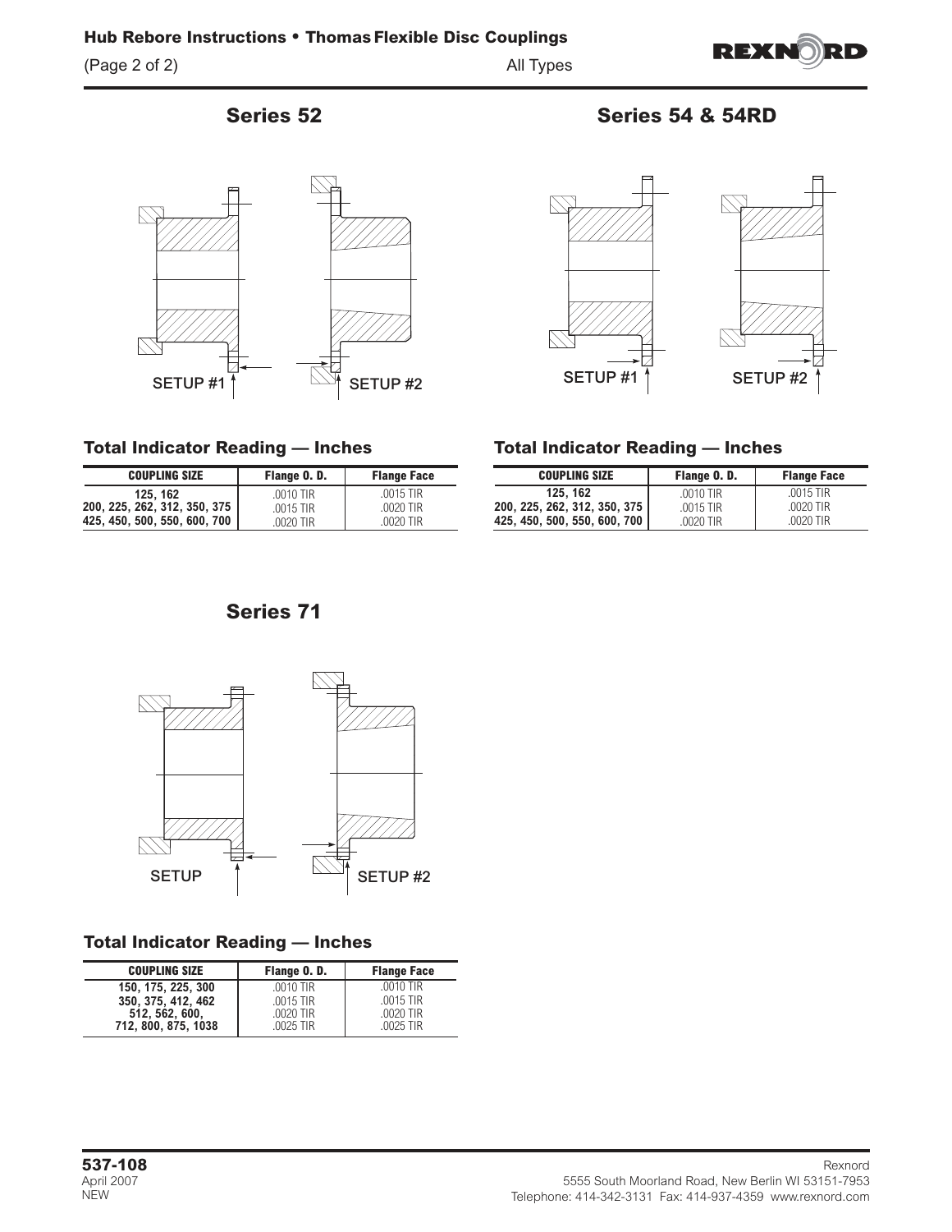## Series 52

SETUP #1

SETUP #2

### Total Indicator Reading — Inches

| COUPLING SIZE | Flange O. D. | Flange Face |
|---|---|---|
| 125, 162 | .0010 TIR | .0015 TIR |
| 200, 225, 262, 312, 350, 375 | .0015 TIR | .0020 TIR |
| 425, 450, 500, 550, 600, 700 | .0020 TIR | .0020 TIR |

## Series 54 & 54RD

SETUP #1

SETUP #2

### Total Indicator Reading — Inches

| COUPLING SIZE | Flange O. D. | Flange Face |
|---|---|---|
| 125, 162 | .0010 TIR | .0015 TIR |
| 200, 225, 262, 312, 350, 375 | .0015 TIR | .0020 TIR |
| 425, 450, 500, 550, 600, 700 | .0020 TIR | .0020 TIR |

## Series 71

SETUP

SETUP #2

### Total Indicator Reading — Inches

| COUPLING SIZE | Flange O. D. | Flange Face |
|---|---|---|
| 150, 175, 225, 300 | .0010 TIR | .0010 TIR |
| 350, 375, 412, 462 | .0015 TIR | .0015 TIR |
| 512, 562, 600, | .0020 TIR | .0020 TIR |
| 712, 800, 875, 1038 | .0025 TIR | .0025 TIR |

**537-108**
April 2007
NEW

Rexnord
5555 South Moorland Road, New Berlin WI 53151-7953
Telephone: 414-342-3131 Fax: 414-937-4359 www.rexnord.com